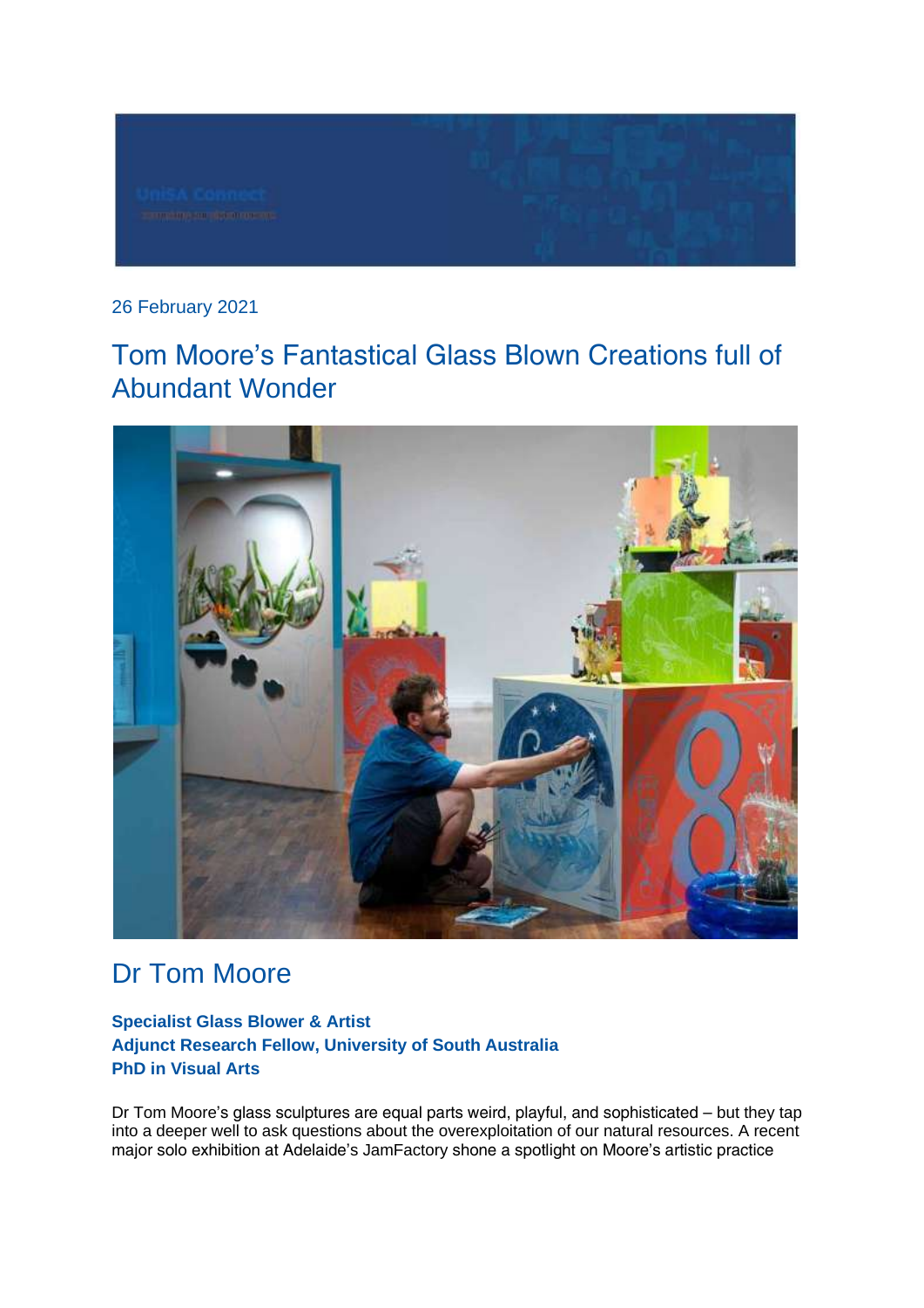26 February 2021

# Tom Moore's Fantastical Glass Blown Creations full of Abundant Wonder

## Dr Tom Moore

**Specialist Glass Blower & Artist**
**Adjunct Research Fellow, University of South Australia**
**PhD in Visual Arts**

Dr Tom Moore's glass sculptures are equal parts weird, playful, and sophisticated – but they tap into a deeper well to ask questions about the overexploitation of our natural resources. A recent major solo exhibition at Adelaide's JamFactory shone a spotlight on Moore's artistic practice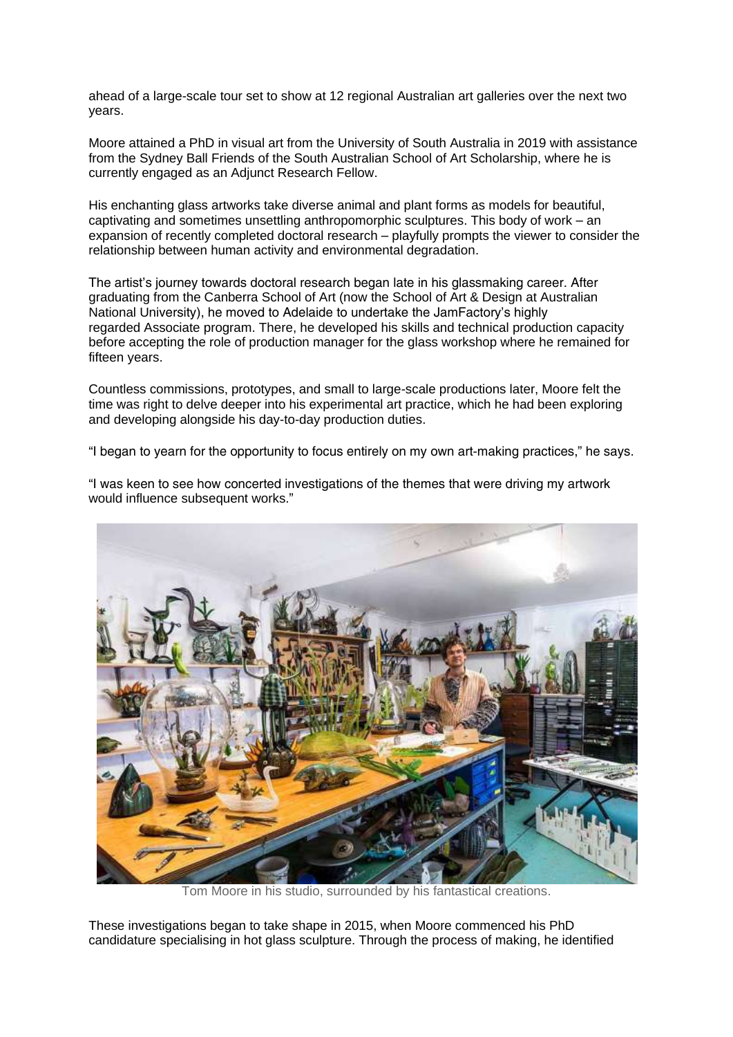ahead of a large-scale tour set to show at 12 regional Australian art galleries over the next two years.

Moore attained a PhD in visual art from the University of South Australia in 2019 with assistance from the Sydney Ball Friends of the South Australian School of Art Scholarship, where he is currently engaged as an Adjunct Research Fellow.

His enchanting glass artworks take diverse animal and plant forms as models for beautiful, captivating and sometimes unsettling anthropomorphic sculptures. This body of work – an expansion of recently completed doctoral research – playfully prompts the viewer to consider the relationship between human activity and environmental degradation.

The artist's journey towards doctoral research began late in his glassmaking career. After graduating from the Canberra School of Art (now the School of Art & Design at Australian National University), he moved to Adelaide to undertake the JamFactory's highly regarded Associate program. There, he developed his skills and technical production capacity before accepting the role of production manager for the glass workshop where he remained for fifteen years.

Countless commissions, prototypes, and small to large-scale productions later, Moore felt the time was right to delve deeper into his experimental art practice, which he had been exploring and developing alongside his day-to-day production duties.

"I began to yearn for the opportunity to focus entirely on my own art-making practices," he says.

"I was keen to see how concerted investigations of the themes that were driving my artwork would influence subsequent works."

Tom Moore in his studio, surrounded by his fantastical creations.

These investigations began to take shape in 2015, when Moore commenced his PhD candidature specialising in hot glass sculpture. Through the process of making, he identified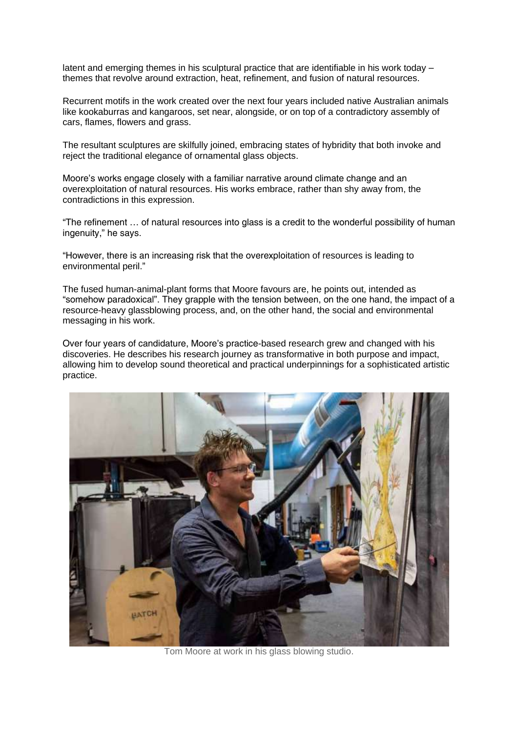latent and emerging themes in his sculptural practice that are identifiable in his work today – themes that revolve around extraction, heat, refinement, and fusion of natural resources.

Recurrent motifs in the work created over the next four years included native Australian animals like kookaburras and kangaroos, set near, alongside, or on top of a contradictory assembly of cars, flames, flowers and grass.

The resultant sculptures are skilfully joined, embracing states of hybridity that both invoke and reject the traditional elegance of ornamental glass objects.

Moore's works engage closely with a familiar narrative around climate change and an overexploitation of natural resources. His works embrace, rather than shy away from, the contradictions in this expression.

"The refinement … of natural resources into glass is a credit to the wonderful possibility of human ingenuity," he says.

"However, there is an increasing risk that the overexploitation of resources is leading to environmental peril."

The fused human-animal-plant forms that Moore favours are, he points out, intended as "somehow paradoxical". They grapple with the tension between, on the one hand, the impact of a resource-heavy glassblowing process, and, on the other hand, the social and environmental messaging in his work.

Over four years of candidature, Moore's practice-based research grew and changed with his discoveries. He describes his research journey as transformative in both purpose and impact, allowing him to develop sound theoretical and practical underpinnings for a sophisticated artistic practice.

Tom Moore at work in his glass blowing studio.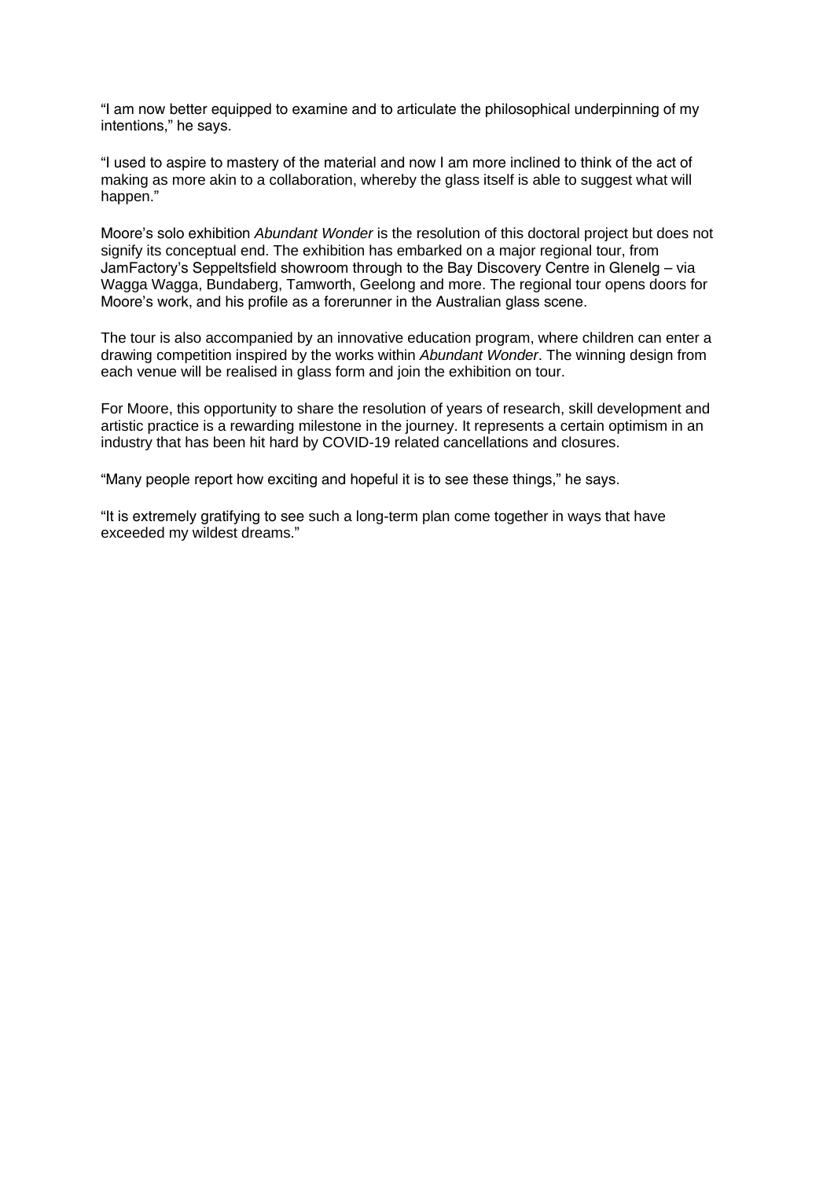"I am now better equipped to examine and to articulate the philosophical underpinning of my intentions," he says.

"I used to aspire to mastery of the material and now I am more inclined to think of the act of making as more akin to a collaboration, whereby the glass itself is able to suggest what will happen."

Moore's solo exhibition *Abundant Wonder* is the resolution of this doctoral project but does not signify its conceptual end. The exhibition has embarked on a major regional tour, from JamFactory's Seppeltsfield showroom through to the Bay Discovery Centre in Glenelg – via Wagga Wagga, Bundaberg, Tamworth, Geelong and more. The regional tour opens doors for Moore's work, and his profile as a forerunner in the Australian glass scene.

The tour is also accompanied by an innovative education program, where children can enter a drawing competition inspired by the works within *Abundant Wonder*. The winning design from each venue will be realised in glass form and join the exhibition on tour.

For Moore, this opportunity to share the resolution of years of research, skill development and artistic practice is a rewarding milestone in the journey. It represents a certain optimism in an industry that has been hit hard by COVID-19 related cancellations and closures.

"Many people report how exciting and hopeful it is to see these things," he says.

"It is extremely gratifying to see such a long-term plan come together in ways that have exceeded my wildest dreams."